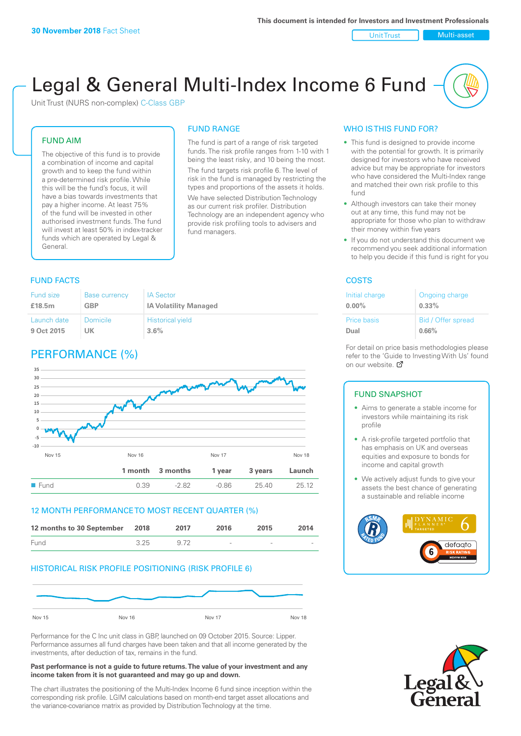This document is intended for Investors and Investment Professionals

**30 November 2018** Fact Sheet

Unit Trust | Multi-asset

# Legal & General Multi-Index Income 6 Fund

Unit Trust (NURS non-complex) C-Class GBP

## FUND AIM

The objective of this fund is to provide a combination of income and capital growth and to keep the fund within a pre-determined risk profile. While this will be the fund's focus, it will have a bias towards investments that pay a higher income. At least 75% of the fund will be invested in other authorised investment funds. The fund will invest at least 50% in index-tracker funds which are operated by Legal & General.

## FUND RANGE

The fund is part of a range of risk targeted funds. The risk profile ranges from 1-10 with 1 being the least risky, and 10 being the most.

The fund targets risk profile 6. The level of risk in the fund is managed by restricting the types and proportions of the assets it holds.

We have selected Distribution Technology as our current risk profiler. Distribution Technology are an independent agency who provide risk profiling tools to advisers and fund managers.

## WHO IS THIS FUND FOR?

- This fund is designed to provide income with the potential for growth. It is primarily designed for investors who have received advice but may be appropriate for investors who have considered the Multi-Index range and matched their own risk profile to this fund
- Although investors can take their money out at any time, this fund may not be appropriate for those who plan to withdraw their money within five years
- If you do not understand this document we recommend you seek additional information to help you decide if this fund is right for you

## FUND FACTS

| Fund size | Base currency | IA Sector |
|---|---|---|
| **£18.5m** | **GBP** | **IA Volatility Managed** |
| **Launch date** | **Domicile** | **Historical yield** |
| **9 Oct 2015** | **UK** | **3.6%** |

## COSTS

| Initial charge | Ongoing charge |
|---|---|
| **0.00%** | **0.33%** |
| **Price basis** | **Bid / Offer spread** |
| **Dual** | **0.66%** |

For detail on price basis methodologies please refer to the 'Guide to Investing With Us' found on our website.

## PERFORMANCE (%)

| | 1 month | 3 months | 1 year | 3 years | Launch |
|---|---|---|---|---|---|
| Fund | 0.39 | -2.82 | -0.86 | 25.40 | 25.12 |

## 12 MONTH PERFORMANCE TO MOST RECENT QUARTER (%)

| 12 months to 30 September | 2018 | 2017 | 2016 | 2015 | 2014 |
|---|---|---|---|---|---|
| Fund | 3.25 | 9.72 | - | - | - |

## HISTORICAL RISK PROFILE POSITIONING (RISK PROFILE 6)

Performance for the C Inc unit class in GBP, launched on 09 October 2015. Source: Lipper. Performance assumes all fund charges have been taken and that all income generated by the investments, after deduction of tax, remains in the fund.

**Past performance is not a guide to future returns. The value of your investment and any income taken from it is not guaranteed and may go up and down.**

The chart illustrates the positioning of the Multi-Index Income 6 fund since inception within the corresponding risk profile. LGIM calculations based on month-end target asset allocations and the variance-covariance matrix as provided by Distribution Technology at the time.

## FUND SNAPSHOT

- Aims to generate a stable income for investors while maintaining its risk profile
- A risk-profile targeted portfolio that has emphasis on UK and overseas equities and exposure to bonds for income and capital growth
- We actively adjust funds to give your assets the best chance of generating a sustainable and reliable income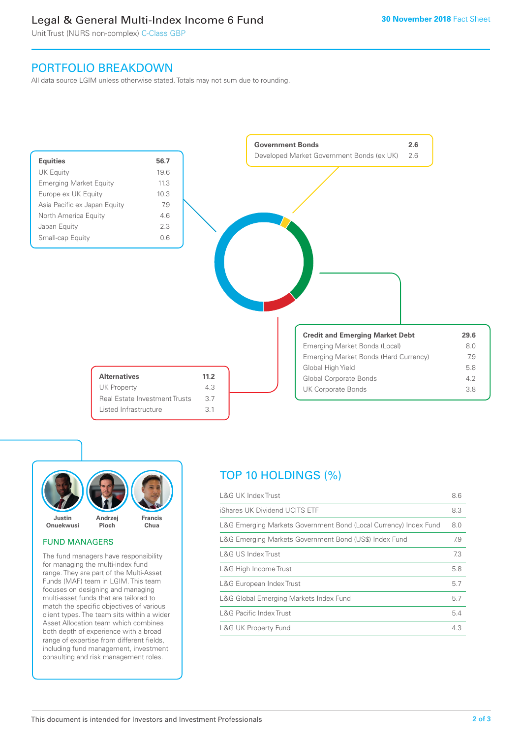# Legal & General Multi-Index Income 6 Fund

Unit Trust (NURS non-complex) C-Class GBP

30 November 2018 Fact Sheet

## PORTFOLIO BREAKDOWN

All data source LGIM unless otherwise stated. Totals may not sum due to rounding.

| Equities | 56.7 |
|---|---|
| UK Equity | 19.6 |
| Emerging Market Equity | 11.3 |
| Europe ex UK Equity | 10.3 |
| Asia Pacific ex Japan Equity | 7.9 |
| North America Equity | 4.6 |
| Japan Equity | 2.3 |
| Small-cap Equity | 0.6 |

| Government Bonds | 2.6 |
|---|---|
| Developed Market Government Bonds (ex UK) | 2.6 |

| Credit and Emerging Market Debt | 29.6 |
|---|---|
| Emerging Market Bonds (Local) | 8.0 |
| Emerging Market Bonds (Hard Currency) | 7.9 |
| Global High Yield | 5.8 |
| Global Corporate Bonds | 4.2 |
| UK Corporate Bonds | 3.8 |

| Alternatives | 11.2 |
|---|---|
| UK Property | 4.3 |
| Real Estate Investment Trusts | 3.7 |
| Listed Infrastructure | 3.1 |

Justin Onuekwusi, Andrzej Pioch, Francis Chua

### FUND MANAGERS

The fund managers have responsibility for managing the multi-index fund range. They are part of the Multi-Asset Funds (MAF) team in LGIM. This team focuses on designing and managing multi-asset funds that are tailored to match the specific objectives of various client types. The team sits within a wider Asset Allocation team which combines both depth of experience with a broad range of expertise from different fields, including fund management, investment consulting and risk management roles.

## TOP 10 HOLDINGS (%)

| Holding | % |
|---|---|
| L&G UK Index Trust | 8.6 |
| iShares UK Dividend UCITS ETF | 8.3 |
| L&G Emerging Markets Government Bond (Local Currency) Index Fund | 8.0 |
| L&G Emerging Markets Government Bond (US$) Index Fund | 7.9 |
| L&G US Index Trust | 7.3 |
| L&G High Income Trust | 5.8 |
| L&G European Index Trust | 5.7 |
| L&G Global Emerging Markets Index Fund | 5.7 |
| L&G Pacific Index Trust | 5.4 |
| L&G UK Property Fund | 4.3 |

This document is intended for Investors and Investment Professionals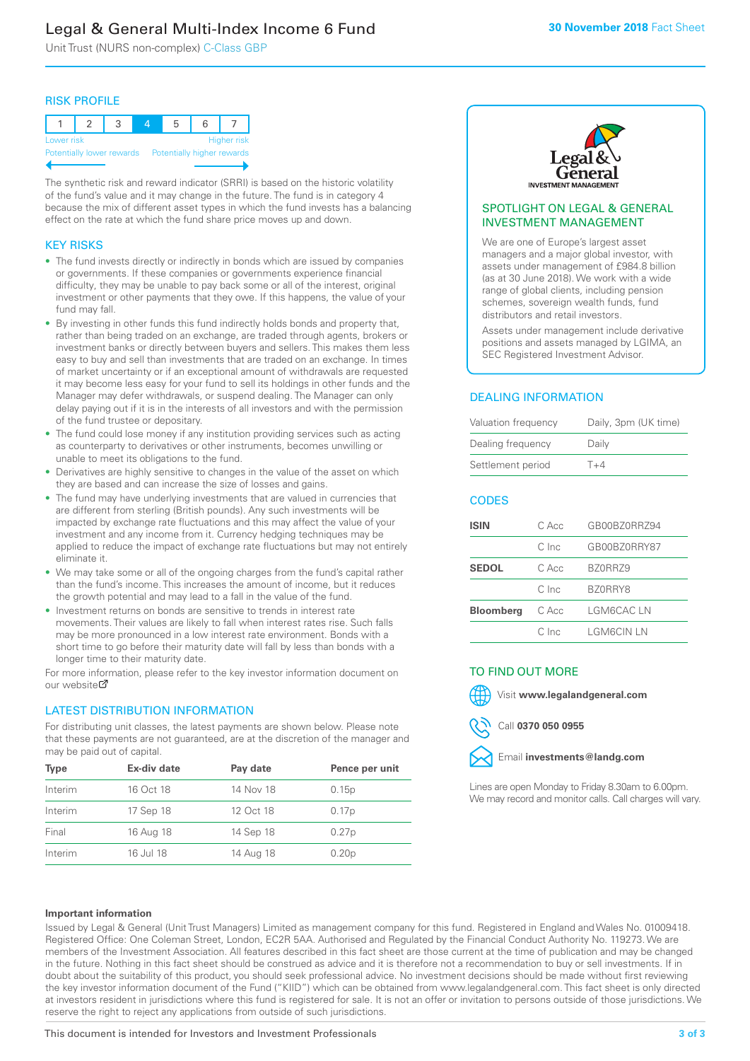# Legal & General Multi-Index Income 6 Fund

Unit Trust (NURS non-complex) C-Class GBP

**30 November 2018** Fact Sheet

## RISK PROFILE

| 1 | 2 | 3 | 4 | 5 | 6 | 7 |
|---|---|---|---|---|---|---|

Lower risk — Higher risk

Potentially lower rewards — Potentially higher rewards

The synthetic risk and reward indicator (SRRI) is based on the historic volatility of the fund's value and it may change in the future. The fund is in category 4 because the mix of different asset types in which the fund invests has a balancing effect on the rate at which the fund share price moves up and down.

## KEY RISKS

- The fund invests directly or indirectly in bonds which are issued by companies or governments. If these companies or governments experience financial difficulty, they may be unable to pay back some or all of the interest, original investment or other payments that they owe. If this happens, the value of your fund may fall.
- By investing in other funds this fund indirectly holds bonds and property that, rather than being traded on an exchange, are traded through agents, brokers or investment banks or directly between buyers and sellers. This makes them less easy to buy and sell than investments that are traded on an exchange. In times of market uncertainty or if an exceptional amount of withdrawals are requested it may become less easy for your fund to sell its holdings in other funds and the Manager may defer withdrawals, or suspend dealing. The Manager can only delay paying out if it is in the interests of all investors and with the permission of the fund trustee or depositary.
- The fund could lose money if any institution providing services such as acting as counterparty to derivatives or other instruments, becomes unwilling or unable to meet its obligations to the fund.
- Derivatives are highly sensitive to changes in the value of the asset on which they are based and can increase the size of losses and gains.
- The fund may have underlying investments that are valued in currencies that are different from sterling (British pounds). Any such investments will be impacted by exchange rate fluctuations and this may affect the value of your investment and any income from it. Currency hedging techniques may be applied to reduce the impact of exchange rate fluctuations but may not entirely eliminate it.
- We may take some or all of the ongoing charges from the fund's capital rather than the fund's income. This increases the amount of income, but it reduces the growth potential and may lead to a fall in the value of the fund.
- Investment returns on bonds are sensitive to trends in interest rate movements. Their values are likely to fall when interest rates rise. Such falls may be more pronounced in a low interest rate environment. Bonds with a short time to go before their maturity date will fall by less than bonds with a longer time to go before their maturity date.

For more information, please refer to the key investor information document on our website

## LATEST DISTRIBUTION INFORMATION

For distributing unit classes, the latest payments are shown below. Please note that these payments are not guaranteed, are at the discretion of the manager and may be paid out of capital.

| Type | Ex-div date | Pay date | Pence per unit |
|---|---|---|---|
| Interim | 16 Oct 18 | 14 Nov 18 | 0.15p |
| Interim | 17 Sep 18 | 12 Oct 18 | 0.17p |
| Final | 16 Aug 18 | 14 Sep 18 | 0.27p |
| Interim | 16 Jul 18 | 14 Aug 18 | 0.20p |

## SPOTLIGHT ON LEGAL & GENERAL INVESTMENT MANAGEMENT

We are one of Europe's largest asset managers and a major global investor, with assets under management of £984.8 billion (as at 30 June 2018). We work with a wide range of global clients, including pension schemes, sovereign wealth funds, fund distributors and retail investors.

Assets under management include derivative positions and assets managed by LGIMA, an SEC Registered Investment Advisor.

## DEALING INFORMATION

| | |
|---|---|
| Valuation frequency | Daily, 3pm (UK time) |
| Dealing frequency | Daily |
| Settlement period | T+4 |

## CODES

| | | |
|---|---|---|
| **ISIN** | C Acc | GB00BZ0RRZ94 |
| | C Inc | GB00BZ0RRY87 |
| **SEDOL** | C Acc | BZ0RRZ9 |
| | C Inc | BZ0RRY8 |
| **Bloomberg** | C Acc | LGM6CAC LN |
| | C Inc | LGM6CIN LN |

## TO FIND OUT MORE

Visit **www.legalandgeneral.com**

Call **0370 050 0955**

Email **investments@landg.com**

Lines are open Monday to Friday 8.30am to 6.00pm. We may record and monitor calls. Call charges will vary.

**Important information**

Issued by Legal & General (Unit Trust Managers) Limited as management company for this fund. Registered in England and Wales No. 01009418. Registered Office: One Coleman Street, London, EC2R 5AA. Authorised and Regulated by the Financial Conduct Authority No. 119273. We are members of the Investment Association. All features described in this fact sheet are those current at the time of publication and may be changed in the future. Nothing in this fact sheet should be construed as advice and it is therefore not a recommendation to buy or sell investments. If in doubt about the suitability of this product, you should seek professional advice. No investment decisions should be made without first reviewing the key investor information document of the Fund ("KIID") which can be obtained from www.legalandgeneral.com. This fact sheet is only directed at investors resident in jurisdictions where this fund is registered for sale. It is not an offer or invitation to persons outside of those jurisdictions. We reserve the right to reject any applications from outside of such jurisdictions.

This document is intended for Investors and Investment Professionals